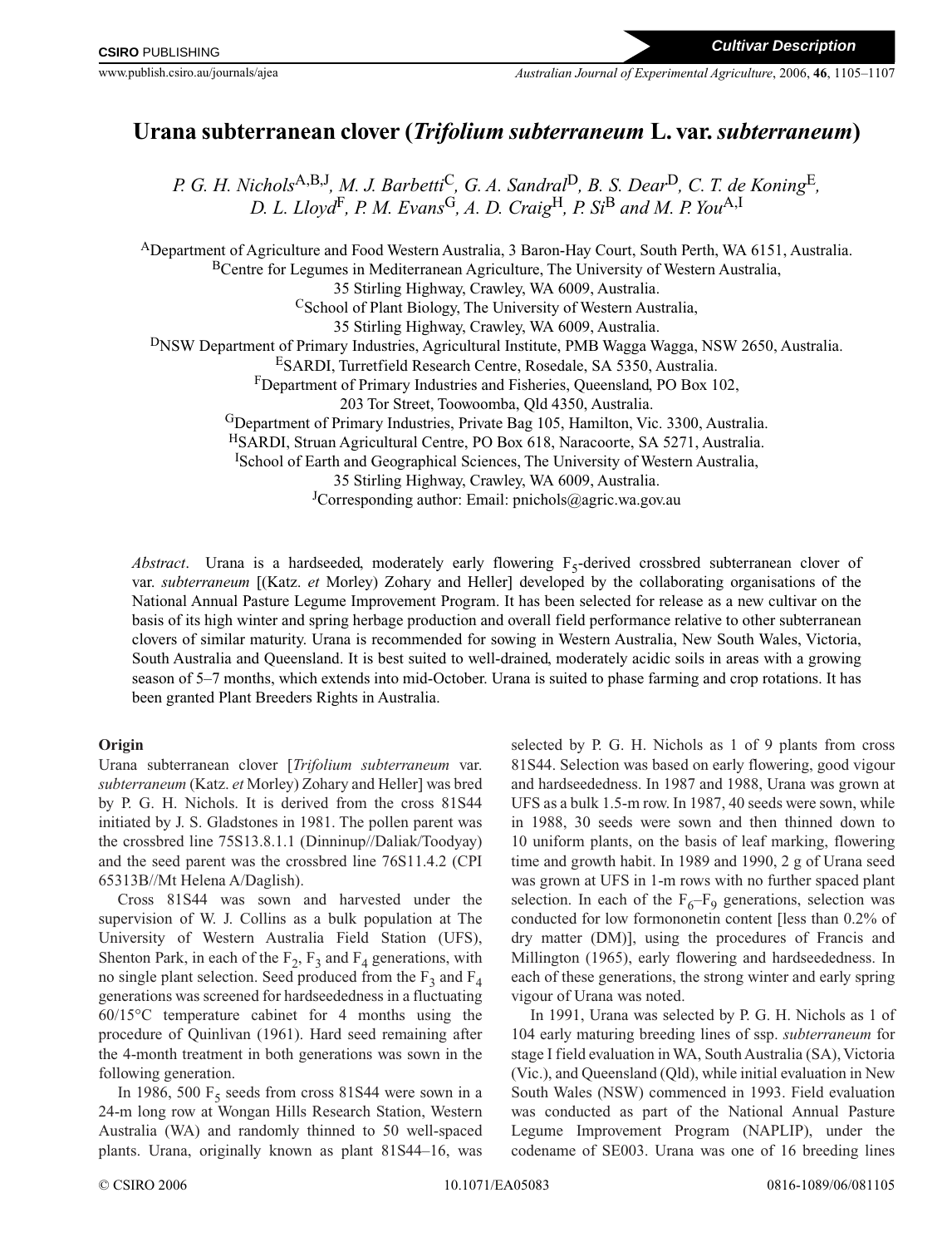# Urana subterranean clover (*Trifolium subterraneum* L. var. *subterraneum*)

*P. G. H. Nichols*[A,B,J], *M. J. Barbetti*[C], *G. A. Sandral*[D], *B. S. Dear*[D], *C. T. de Koning*[E], *D. L. Lloyd*[F], *P. M. Evans*[G], *A. D. Craig*[H], *P. Si*[B] *and M. P. You*[A,I]

[A]Department of Agriculture and Food Western Australia, 3 Baron-Hay Court, South Perth, WA 6151, Australia.
[B]Centre for Legumes in Mediterranean Agriculture, The University of Western Australia, 35 Stirling Highway, Crawley, WA 6009, Australia.
[C]School of Plant Biology, The University of Western Australia, 35 Stirling Highway, Crawley, WA 6009, Australia.
[D]NSW Department of Primary Industries, Agricultural Institute, PMB Wagga Wagga, NSW 2650, Australia.
[E]SARDI, Turretfield Research Centre, Rosedale, SA 5350, Australia.
[F]Department of Primary Industries and Fisheries, Queensland, PO Box 102, 203 Tor Street, Toowoomba, Qld 4350, Australia.
[G]Department of Primary Industries, Private Bag 105, Hamilton, Vic. 3300, Australia.
[H]SARDI, Struan Agricultural Centre, PO Box 618, Naracoorte, SA 5271, Australia.
[I]School of Earth and Geographical Sciences, The University of Western Australia, 35 Stirling Highway, Crawley, WA 6009, Australia.
[J]Corresponding author: Email: pnichols@agric.wa.gov.au

*Abstract*. Urana is a hardseeded, moderately early flowering $F_5$-derived crossbred subterranean clover of var. *subterraneum* [(Katz. *et* Morley) Zohary and Heller] developed by the collaborating organisations of the National Annual Pasture Legume Improvement Program. It has been selected for release as a new cultivar on the basis of its high winter and spring herbage production and overall field performance relative to other subterranean clovers of similar maturity. Urana is recommended for sowing in Western Australia, New South Wales, Victoria, South Australia and Queensland. It is best suited to well-drained, moderately acidic soils in areas with a growing season of 5–7 months, which extends into mid-October. Urana is suited to phase farming and crop rotations. It has been granted Plant Breeders Rights in Australia.

## Origin

Urana subterranean clover [*Trifolium subterraneum* var. *subterraneum* (Katz. *et* Morley) Zohary and Heller] was bred by P. G. H. Nichols. It is derived from the cross 81S44 initiated by J. S. Gladstones in 1981. The pollen parent was the crossbred line 75S13.8.1.1 (Dinninup//Daliak/Toodyay) and the seed parent was the crossbred line 76S11.4.2 (CPI 65313B//Mt Helena A/Daglish).

Cross 81S44 was sown and harvested under the supervision of W. J. Collins as a bulk population at The University of Western Australia Field Station (UFS), Shenton Park, in each of the $F_2$, $F_3$ and $F_4$ generations, with no single plant selection. Seed produced from the $F_3$ and $F_4$ generations was screened for hardseededness in a fluctuating 60/15°C temperature cabinet for 4 months using the procedure of Quinlivan (1961). Hard seed remaining after the 4-month treatment in both generations was sown in the following generation.

In 1986, 500 $F_5$ seeds from cross 81S44 were sown in a 24-m long row at Wongan Hills Research Station, Western Australia (WA) and randomly thinned to 50 well-spaced plants. Urana, originally known as plant 81S44–16, was selected by P. G. H. Nichols as 1 of 9 plants from cross 81S44. Selection was based on early flowering, good vigour and hardseededness. In 1987 and 1988, Urana was grown at UFS as a bulk 1.5-m row. In 1987, 40 seeds were sown, while in 1988, 30 seeds were sown and then thinned down to 10 uniform plants, on the basis of leaf marking, flowering time and growth habit. In 1989 and 1990, 2 g of Urana seed was grown at UFS in 1-m rows with no further spaced plant selection. In each of the $F_6$–$F_9$ generations, selection was conducted for low formononetin content [less than 0.2% of dry matter (DM)], using the procedures of Francis and Millington (1965), early flowering and hardseededness. In each of these generations, the strong winter and early spring vigour of Urana was noted.

In 1991, Urana was selected by P. G. H. Nichols as 1 of 104 early maturing breeding lines of ssp. *subterraneum* for stage I field evaluation in WA, South Australia (SA), Victoria (Vic.), and Queensland (Qld), while initial evaluation in New South Wales (NSW) commenced in 1993. Field evaluation was conducted as part of the National Annual Pasture Legume Improvement Program (NAPLIP), under the codename of SE003. Urana was one of 16 breeding lines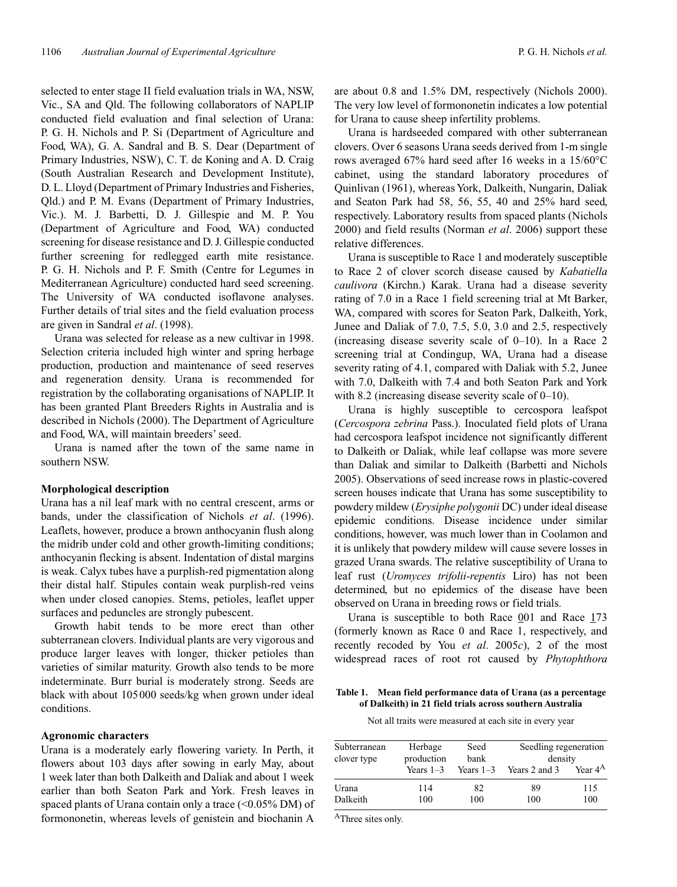selected to enter stage II field evaluation trials in WA, NSW, Vic., SA and Qld. The following collaborators of NAPLIP conducted field evaluation and final selection of Urana: P. G. H. Nichols and P. Si (Department of Agriculture and Food, WA), G. A. Sandral and B. S. Dear (Department of Primary Industries, NSW), C. T. de Koning and A. D. Craig (South Australian Research and Development Institute), D. L. Lloyd (Department of Primary Industries and Fisheries, Qld.) and P. M. Evans (Department of Primary Industries, Vic.). M. J. Barbetti, D. J. Gillespie and M. P. You (Department of Agriculture and Food, WA) conducted screening for disease resistance and D. J. Gillespie conducted further screening for redlegged earth mite resistance. P. G. H. Nichols and P. F. Smith (Centre for Legumes in Mediterranean Agriculture) conducted hard seed screening. The University of WA conducted isoflavone analyses. Further details of trial sites and the field evaluation process are given in Sandral *et al*. (1998).

Urana was selected for release as a new cultivar in 1998. Selection criteria included high winter and spring herbage production, production and maintenance of seed reserves and regeneration density. Urana is recommended for registration by the collaborating organisations of NAPLIP. It has been granted Plant Breeders Rights in Australia and is described in Nichols (2000). The Department of Agriculture and Food, WA, will maintain breeders' seed.

Urana is named after the town of the same name in southern NSW.

**Morphological description**

Urana has a nil leaf mark with no central crescent, arms or bands, under the classification of Nichols *et al*. (1996). Leaflets, however, produce a brown anthocyanin flush along the midrib under cold and other growth-limiting conditions; anthocyanin flecking is absent. Indentation of distal margins is weak. Calyx tubes have a purplish-red pigmentation along their distal half. Stipules contain weak purplish-red veins when under closed canopies. Stems, petioles, leaflet upper surfaces and peduncles are strongly pubescent.

Growth habit tends to be more erect than other subterranean clovers. Individual plants are very vigorous and produce larger leaves with longer, thicker petioles than varieties of similar maturity. Growth also tends to be more indeterminate. Burr burial is moderately strong. Seeds are black with about 105 000 seeds/kg when grown under ideal conditions.

**Agronomic characters**

Urana is a moderately early flowering variety. In Perth, it flowers about 103 days after sowing in early May, about 1 week later than both Dalkeith and Daliak and about 1 week earlier than both Seaton Park and York. Fresh leaves in spaced plants of Urana contain only a trace (<0.05% DM) of formononetin, whereas levels of genistein and biochanin A are about 0.8 and 1.5% DM, respectively (Nichols 2000). The very low level of formononetin indicates a low potential for Urana to cause sheep infertility problems.

Urana is hardseeded compared with other subterranean clovers. Over 6 seasons Urana seeds derived from 1-m single rows averaged 67% hard seed after 16 weeks in a 15/60°C cabinet, using the standard laboratory procedures of Quinlivan (1961), whereas York, Dalkeith, Nungarin, Daliak and Seaton Park had 58, 56, 55, 40 and 25% hard seed, respectively. Laboratory results from spaced plants (Nichols 2000) and field results (Norman *et al*. 2006) support these relative differences.

Urana is susceptible to Race 1 and moderately susceptible to Race 2 of clover scorch disease caused by *Kabatiella caulivora* (Kirchn.) Karak. Urana had a disease severity rating of 7.0 in a Race 1 field screening trial at Mt Barker, WA, compared with scores for Seaton Park, Dalkeith, York, Junee and Daliak of 7.0, 7.5, 5.0, 3.0 and 2.5, respectively (increasing disease severity scale of 0–10). In a Race 2 screening trial at Condingup, WA, Urana had a disease severity rating of 4.1, compared with Daliak with 5.2, Junee with 7.0, Dalkeith with 7.4 and both Seaton Park and York with 8.2 (increasing disease severity scale of 0–10).

Urana is highly susceptible to cercospora leafspot (*Cercospora zebrina* Pass.). Inoculated field plots of Urana had cercospora leafspot incidence not significantly different to Dalkeith or Daliak, while leaf collapse was more severe than Daliak and similar to Dalkeith (Barbetti and Nichols 2005). Observations of seed increase rows in plastic-covered screen houses indicate that Urana has some susceptibility to powdery mildew (*Erysiphe polygonii* DC) under ideal disease epidemic conditions. Disease incidence under similar conditions, however, was much lower than in Coolamon and it is unlikely that powdery mildew will cause severe losses in grazed Urana swards. The relative susceptibility of Urana to leaf rust (*Uromyces trifolii-repentis* Liro) has not been determined, but no epidemics of the disease have been observed on Urana in breeding rows or field trials.

Urana is susceptible to both Race 001 and Race 173 (formerly known as Race 0 and Race 1, respectively, and recently recoded by You *et al*. 2005*c*), 2 of the most widespread races of root rot caused by *Phytophthora*

**Table 1. Mean field performance data of Urana (as a percentage of Dalkeith) in 21 field trials across southern Australia**

Not all traits were measured at each site in every year

| Subterranean clover type | Herbage production Years 1–3 | Seed bank Years 1–3 | Seedling regeneration density Years 2 and 3 | Seedling regeneration density Year 4[A] |
|---|---|---|---|---|
| Urana | 114 | 82 | 89 | 115 |
| Dalkeith | 100 | 100 | 100 | 100 |

[A]Three sites only.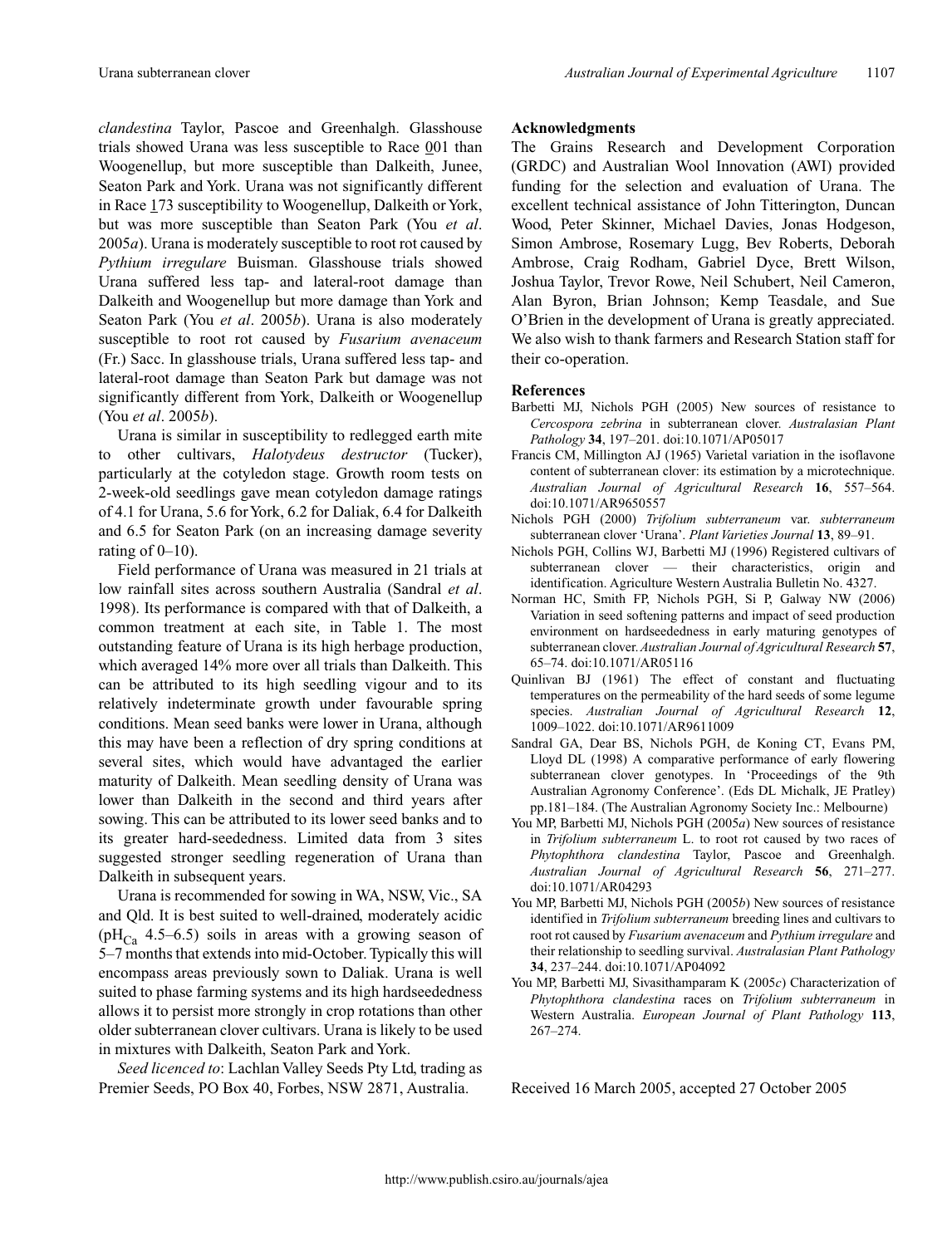*clandestina* Taylor, Pascoe and Greenhalgh. Glasshouse trials showed Urana was less susceptible to Race 001 than Woogenellup, but more susceptible than Dalkeith, Junee, Seaton Park and York. Urana was not significantly different in Race 173 susceptibility to Woogenellup, Dalkeith or York, but was more susceptible than Seaton Park (You *et al*. 2005*a*). Urana is moderately susceptible to root rot caused by *Pythium irregulare* Buisman. Glasshouse trials showed Urana suffered less tap- and lateral-root damage than Dalkeith and Woogenellup but more damage than York and Seaton Park (You *et al*. 2005*b*). Urana is also moderately susceptible to root rot caused by *Fusarium avenaceum* (Fr.) Sacc. In glasshouse trials, Urana suffered less tap- and lateral-root damage than Seaton Park but damage was not significantly different from York, Dalkeith or Woogenellup (You *et al*. 2005*b*).

Urana is similar in susceptibility to redlegged earth mite to other cultivars, *Halotydeus destructor* (Tucker), particularly at the cotyledon stage. Growth room tests on 2-week-old seedlings gave mean cotyledon damage ratings of 4.1 for Urana, 5.6 for York, 6.2 for Daliak, 6.4 for Dalkeith and 6.5 for Seaton Park (on an increasing damage severity rating of 0–10).

Field performance of Urana was measured in 21 trials at low rainfall sites across southern Australia (Sandral *et al*. 1998). Its performance is compared with that of Dalkeith, a common treatment at each site, in Table 1. The most outstanding feature of Urana is its high herbage production, which averaged 14% more over all trials than Dalkeith. This can be attributed to its high seedling vigour and to its relatively indeterminate growth under favourable spring conditions. Mean seed banks were lower in Urana, although this may have been a reflection of dry spring conditions at several sites, which would have advantaged the earlier maturity of Dalkeith. Mean seedling density of Urana was lower than Dalkeith in the second and third years after sowing. This can be attributed to its lower seed banks and to its greater hard-seededness. Limited data from 3 sites suggested stronger seedling regeneration of Urana than Dalkeith in subsequent years.

Urana is recommended for sowing in WA, NSW, Vic., SA and Qld. It is best suited to well-drained, moderately acidic ($pH_{Ca}$ 4.5–6.5) soils in areas with a growing season of 5–7 months that extends into mid-October. Typically this will encompass areas previously sown to Daliak. Urana is well suited to phase farming systems and its high hardseededness allows it to persist more strongly in crop rotations than other older subterranean clover cultivars. Urana is likely to be used in mixtures with Dalkeith, Seaton Park and York.

*Seed licenced to*: Lachlan Valley Seeds Pty Ltd, trading as Premier Seeds, PO Box 40, Forbes, NSW 2871, Australia.

## Acknowledgments

The Grains Research and Development Corporation (GRDC) and Australian Wool Innovation (AWI) provided funding for the selection and evaluation of Urana. The excellent technical assistance of John Titterington, Duncan Wood, Peter Skinner, Michael Davies, Jonas Hodgeson, Simon Ambrose, Rosemary Lugg, Bev Roberts, Deborah Ambrose, Craig Rodham, Gabriel Dyce, Brett Wilson, Joshua Taylor, Trevor Rowe, Neil Schubert, Neil Cameron, Alan Byron, Brian Johnson; Kemp Teasdale, and Sue O'Brien in the development of Urana is greatly appreciated. We also wish to thank farmers and Research Station staff for their co-operation.

## References

Barbetti MJ, Nichols PGH (2005) New sources of resistance to *Cercospora zebrina* in subterranean clover. *Australasian Plant Pathology* **34**, 197–201. doi:10.1071/AP05017

Francis CM, Millington AJ (1965) Varietal variation in the isoflavone content of subterranean clover: its estimation by a microtechnique. *Australian Journal of Agricultural Research* **16**, 557–564. doi:10.1071/AR9650557

Nichols PGH (2000) *Trifolium subterraneum* var. *subterraneum* subterranean clover 'Urana'. *Plant Varieties Journal* **13**, 89–91.

Nichols PGH, Collins WJ, Barbetti MJ (1996) Registered cultivars of subterranean clover — their characteristics, origin and identification. Agriculture Western Australia Bulletin No. 4327.

Norman HC, Smith FP, Nichols PGH, Si P, Galway NW (2006) Variation in seed softening patterns and impact of seed production environment on hardseededness in early maturing genotypes of subterranean clover. *Australian Journal of Agricultural Research* **57**, 65–74. doi:10.1071/AR05116

Quinlivan BJ (1961) The effect of constant and fluctuating temperatures on the permeability of the hard seeds of some legume species. *Australian Journal of Agricultural Research* **12**, 1009–1022. doi:10.1071/AR9611009

Sandral GA, Dear BS, Nichols PGH, de Koning CT, Evans PM, Lloyd DL (1998) A comparative performance of early flowering subterranean clover genotypes. In 'Proceedings of the 9th Australian Agronomy Conference'. (Eds DL Michalk, JE Pratley) pp.181–184. (The Australian Agronomy Society Inc.: Melbourne)

You MP, Barbetti MJ, Nichols PGH (2005*a*) New sources of resistance in *Trifolium subterraneum* L. to root rot caused by two races of *Phytophthora clandestina* Taylor, Pascoe and Greenhalgh. *Australian Journal of Agricultural Research* **56**, 271–277. doi:10.1071/AR04293

You MP, Barbetti MJ, Nichols PGH (2005*b*) New sources of resistance identified in *Trifolium subterraneum* breeding lines and cultivars to root rot caused by *Fusarium avenaceum* and *Pythium irregulare* and their relationship to seedling survival. *Australasian Plant Pathology* **34**, 237–244. doi:10.1071/AP04092

You MP, Barbetti MJ, Sivasithamparam K (2005*c*) Characterization of *Phytophthora clandestina* races on *Trifolium subterraneum* in Western Australia. *European Journal of Plant Pathology* **113**, 267–274.

Received 16 March 2005, accepted 27 October 2005